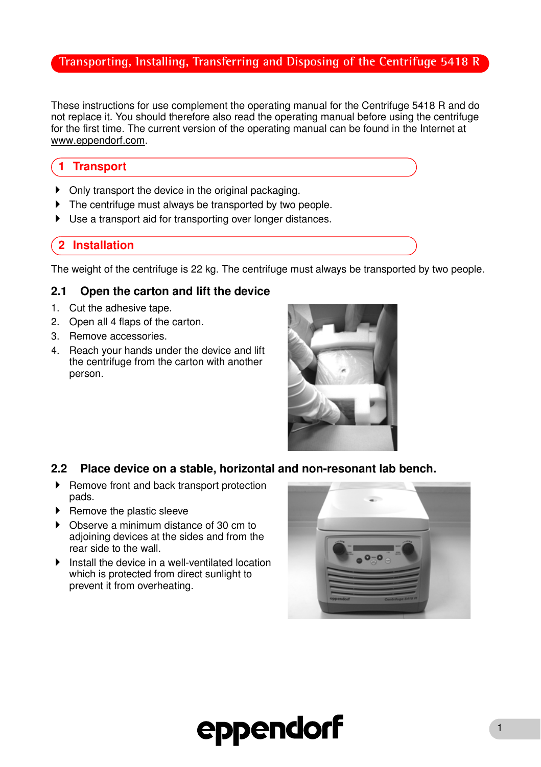# Transporting, Installing, Transferring and Disposing of the Centrifuge 5418 R

These instructions for use complement the operating manual for the Centrifuge 5418 R and do not replace it. You should therefore also read the operating manual before using the centrifuge for the first time. The current version of the operating manual can be found in the Internet at www.eppendorf.com.

## 1 Transport

- Only transport the device in the original packaging.
- The centrifuge must always be transported by two people.
- Use a transport aid for transporting over longer distances.

## 2 Installation

The weight of the centrifuge is 22 kg. The centrifuge must always be transported by two people.

### 2.1 Open the carton and lift the device

1. Cut the adhesive tape.
2. Open all 4 flaps of the carton.
3. Remove accessories.
4. Reach your hands under the device and lift the centrifuge from the carton with another person.

### 2.2 Place device on a stable, horizontal and non-resonant lab bench.

- Remove front and back transport protection pads.
- Remove the plastic sleeve
- Observe a minimum distance of 30 cm to adjoining devices at the sides and from the rear side to the wall.
- Install the device in a well-ventilated location which is protected from direct sunlight to prevent it from overheating.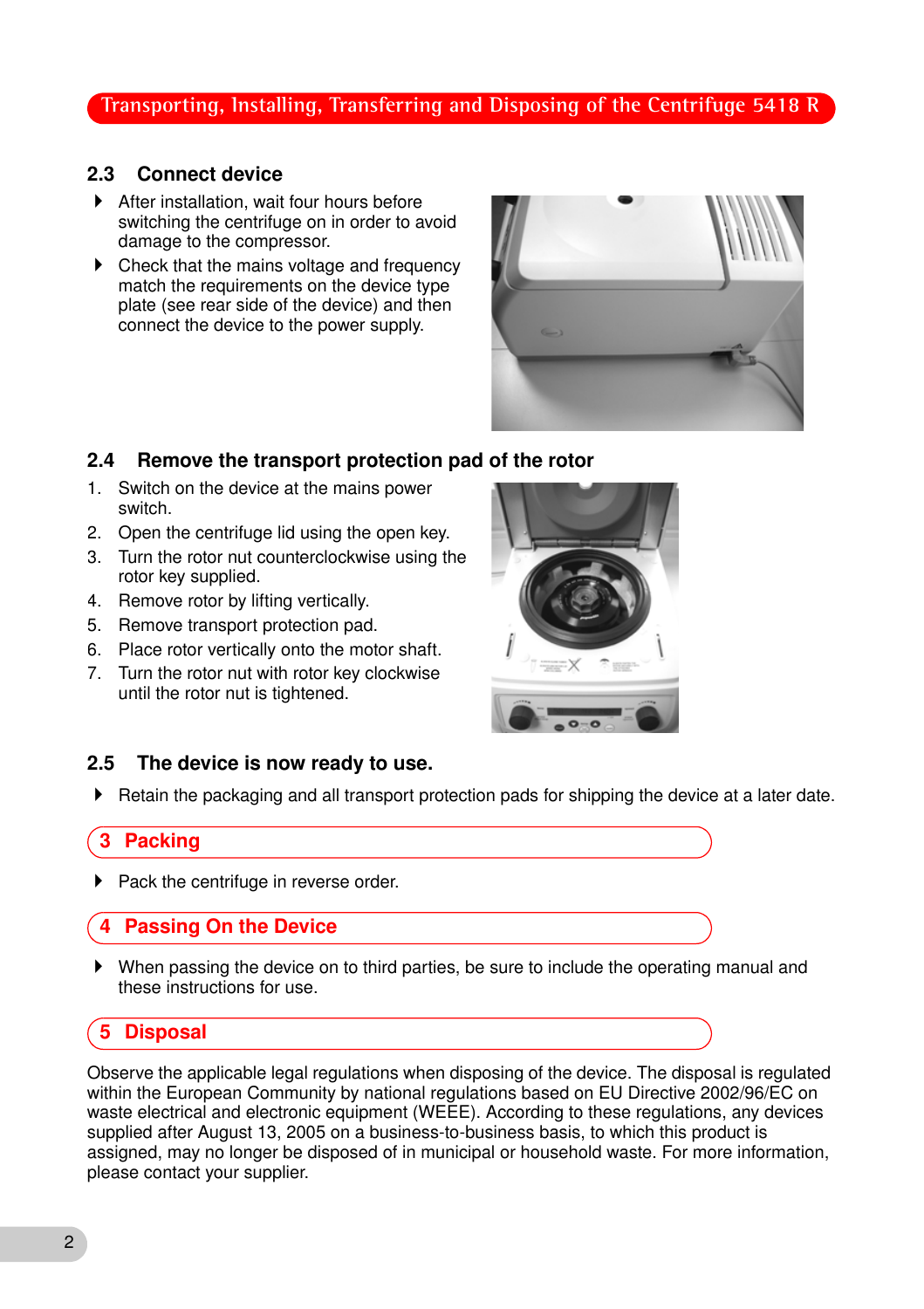## 2.3 Connect device

- After installation, wait four hours before switching the centrifuge on in order to avoid damage to the compressor.
- Check that the mains voltage and frequency match the requirements on the device type plate (see rear side of the device) and then connect the device to the power supply.

## 2.4 Remove the transport protection pad of the rotor

1. Switch on the device at the mains power switch.
2. Open the centrifuge lid using the open key.
3. Turn the rotor nut counterclockwise using the rotor key supplied.
4. Remove rotor by lifting vertically.
5. Remove transport protection pad.
6. Place rotor vertically onto the motor shaft.
7. Turn the rotor nut with rotor key clockwise until the rotor nut is tightened.

## 2.5 The device is now ready to use.

- Retain the packaging and all transport protection pads for shipping the device at a later date.

# 3 Packing

- Pack the centrifuge in reverse order.

# 4 Passing On the Device

- When passing the device on to third parties, be sure to include the operating manual and these instructions for use.

# 5 Disposal

Observe the applicable legal regulations when disposing of the device. The disposal is regulated within the European Community by national regulations based on EU Directive 2002/96/EC on waste electrical and electronic equipment (WEEE). According to these regulations, any devices supplied after August 13, 2005 on a business-to-business basis, to which this product is assigned, may no longer be disposed of in municipal or household waste. For more information, please contact your supplier.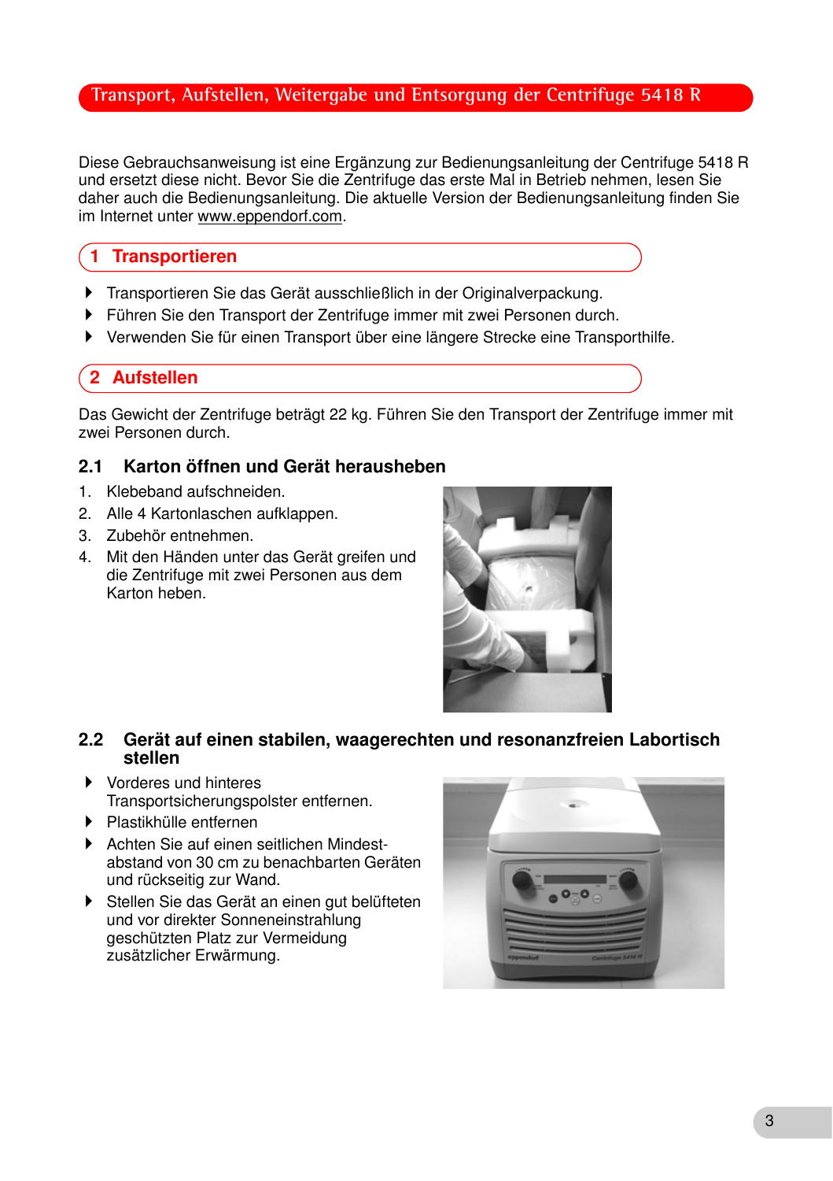# Transport, Aufstellen, Weitergabe und Entsorgung der Centrifuge 5418 R

Diese Gebrauchsanweisung ist eine Ergänzung zur Bedienungsanleitung der Centrifuge 5418 R und ersetzt diese nicht. Bevor Sie die Zentrifuge das erste Mal in Betrieb nehmen, lesen Sie daher auch die Bedienungsanleitung. Die aktuelle Version der Bedienungsanleitung finden Sie im Internet unter www.eppendorf.com.

## 1 Transportieren

- Transportieren Sie das Gerät ausschließlich in der Originalverpackung.
- Führen Sie den Transport der Zentrifuge immer mit zwei Personen durch.
- Verwenden Sie für einen Transport über eine längere Strecke eine Transporthilfe.

## 2 Aufstellen

Das Gewicht der Zentrifuge beträgt 22 kg. Führen Sie den Transport der Zentrifuge immer mit zwei Personen durch.

### 2.1 Karton öffnen und Gerät herausheben

1. Klebeband aufschneiden.
2. Alle 4 Kartonlaschen aufklappen.
3. Zubehör entnehmen.
4. Mit den Händen unter das Gerät greifen und die Zentrifuge mit zwei Personen aus dem Karton heben.

### 2.2 Gerät auf einen stabilen, waagerechten und resonanzfreien Labortisch stellen

- Vorderes und hinteres Transportsicherungspolster entfernen.
- Plastikhülle entfernen
- Achten Sie auf einen seitlichen Mindestabstand von 30 cm zu benachbarten Geräten und rückseitig zur Wand.
- Stellen Sie das Gerät an einen gut belüfteten und vor direkter Sonneneinstrahlung geschützten Platz zur Vermeidung zusätzlicher Erwärmung.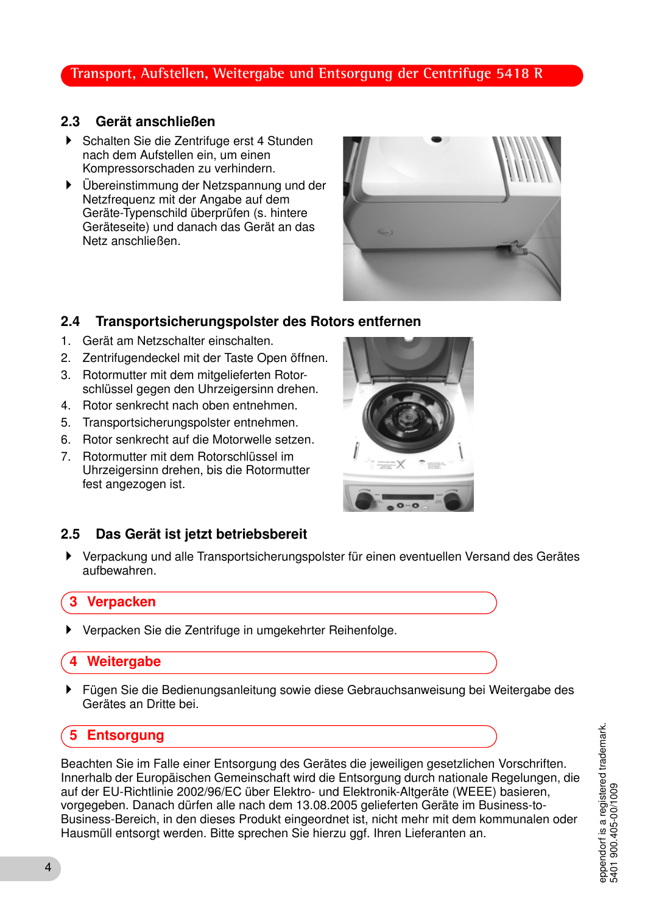## 2.3 Gerät anschließen

- Schalten Sie die Zentrifuge erst 4 Stunden nach dem Aufstellen ein, um einen Kompressorschaden zu verhindern.
- Übereinstimmung der Netzspannung und der Netzfrequenz mit der Angabe auf dem Geräte-Typenschild überprüfen (s. hintere Geräteseite) und danach das Gerät an das Netz anschließen.

## 2.4 Transportsicherungspolster des Rotors entfernen

1. Gerät am Netzschalter einschalten.
2. Zentrifugendeckel mit der Taste Open öffnen.
3. Rotormutter mit dem mitgelieferten Rotorschlüssel gegen den Uhrzeigersinn drehen.
4. Rotor senkrecht nach oben entnehmen.
5. Transportsicherungspolster entnehmen.
6. Rotor senkrecht auf die Motorwelle setzen.
7. Rotormutter mit dem Rotorschlüssel im Uhrzeigersinn drehen, bis die Rotormutter fest angezogen ist.

## 2.5 Das Gerät ist jetzt betriebsbereit

- Verpackung und alle Transportsicherungspolster für einen eventuellen Versand des Gerätes aufbewahren.

# 3 Verpacken

- Verpacken Sie die Zentrifuge in umgekehrter Reihenfolge.

# 4 Weitergabe

- Fügen Sie die Bedienungsanleitung sowie diese Gebrauchsanweisung bei Weitergabe des Gerätes an Dritte bei.

# 5 Entsorgung

Beachten Sie im Falle einer Entsorgung des Gerätes die jeweiligen gesetzlichen Vorschriften. Innerhalb der Europäischen Gemeinschaft wird die Entsorgung durch nationale Regelungen, die auf der EU-Richtlinie 2002/96/EC über Elektro- und Elektronik-Altgeräte (WEEE) basieren, vorgegeben. Danach dürfen alle nach dem 13.08.2005 gelieferten Geräte im Business-to-Business-Bereich, in den dieses Produkt eingeordnet ist, nicht mehr mit dem kommunalen oder Hausmüll entsorgt werden. Bitte sprechen Sie hierzu ggf. Ihren Lieferanten an.

eppendorf is a registered trademark.
5401 900.405-00/1009